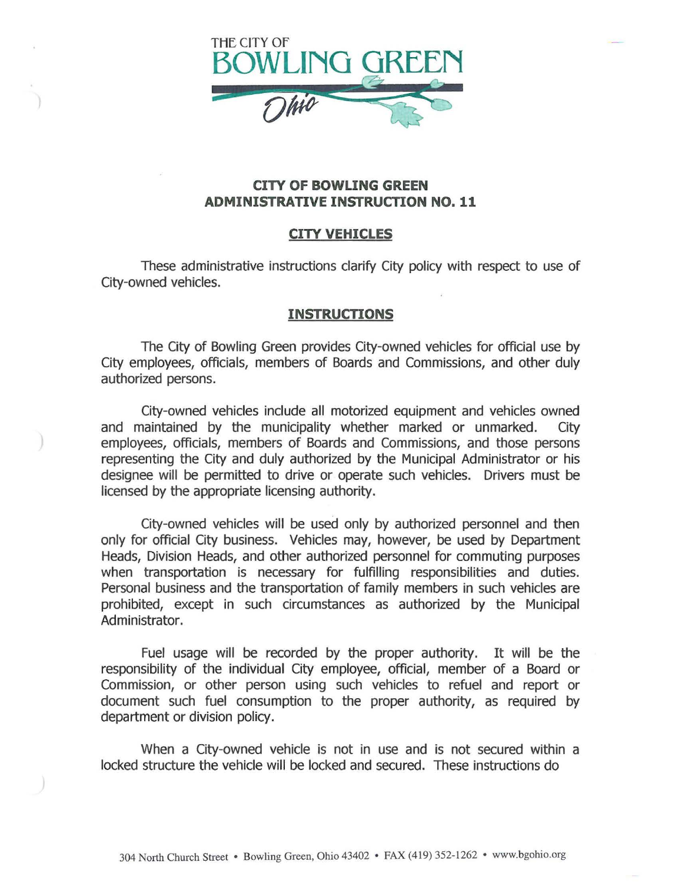THE CITY OF BOWLING GREEN Ohio

## CITY OF BOWLING GREEN ADMINISTRATIVE INSTRUCTION NO. 11

### CITY VEHICLES

These administrative instructions clarify City policy with respect to use of City-owned vehicles.

### INSTRUCTIONS

The City of Bowling Green provides City-owned vehicles for official use by City employees, officials, members of Boards and Commissions, and other duly authorized persons.

City-owned vehicles include all motorized equipment and vehicles owned and maintained by the municipality whether marked or unmarked. City employees, officials, members of Boards and Commissions, and those persons representing the City and duly authorized by the Municipal Administrator or his designee will be permitted to drive or operate such vehicles. Drivers must be licensed by the appropriate licensing authority.

City-owned vehicles will be used only by authorized personnel and then only for official City business. Vehicles may, however, be used by Department Heads, Division Heads, and other authorized personnel for commuting purposes when transportation is necessary for fulfilling responsibilities and duties. Personal business and the transportation of family members in such vehicles are prohibited, except in such circumstances as authorized by the Municipal Administrator.

Fuel usage will be recorded by the proper authority. It will be the responsibility of the individual City employee, official, member of a Board or Commission, or other person using such vehicles to refuel and report or document such fuel consumption to the proper authority, as required by department or division policy.

When a City-owned vehicle is not in use and is not secured within a locked structure the vehicle will be locked and secured. These instructions do

304 North Church Street • Bowling Green, Ohio 43402 • FAX (419) 352-1262 • www.bgohio.org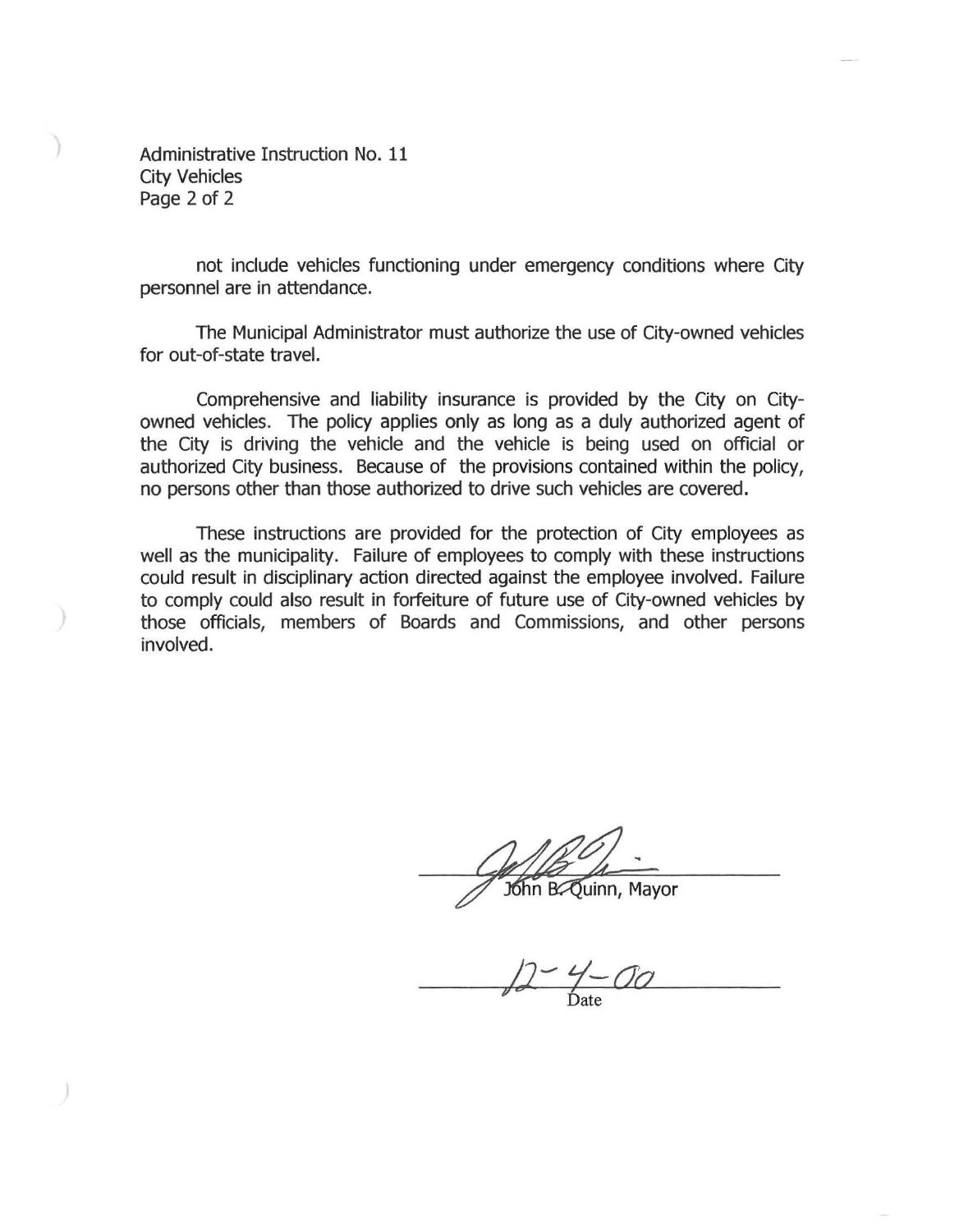not include vehicles functioning under emergency conditions where City personnel are in attendance.

The Municipal Administrator must authorize the use of City-owned vehicles for out-of-state travel.

Comprehensive and liability insurance is provided by the City on City-owned vehicles. The policy applies only as long as a duly authorized agent of the City is driving the vehicle and the vehicle is being used on official or authorized City business. Because of the provisions contained within the policy, no persons other than those authorized to drive such vehicles are covered.

These instructions are provided for the protection of City employees as well as the municipality. Failure of employees to comply with these instructions could result in disciplinary action directed against the employee involved. Failure to comply could also result in forfeiture of future use of City-owned vehicles by those officials, members of Boards and Commissions, and other persons involved.

John B. Quinn, Mayor

12-4-00

Date